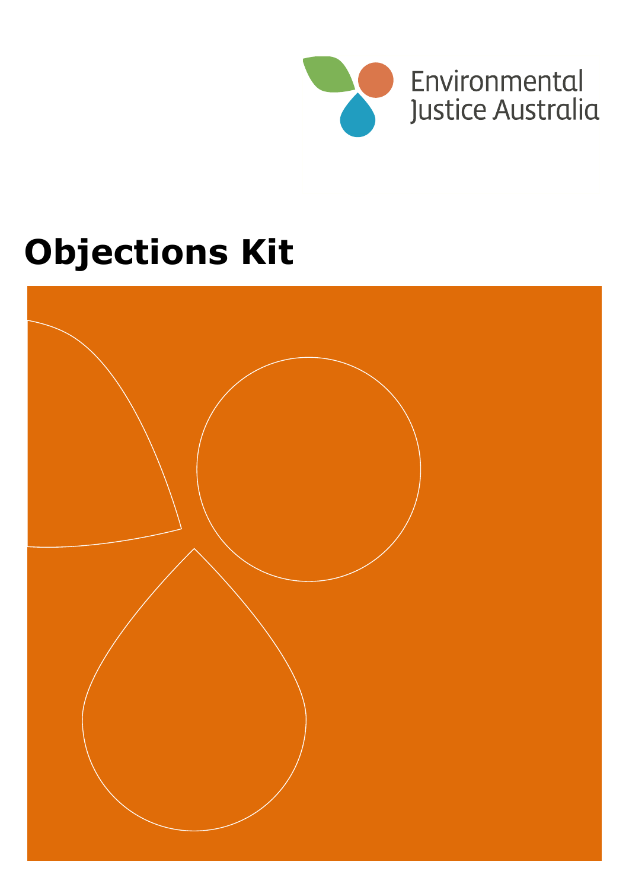Environmental Justice Australia

# Objections Kit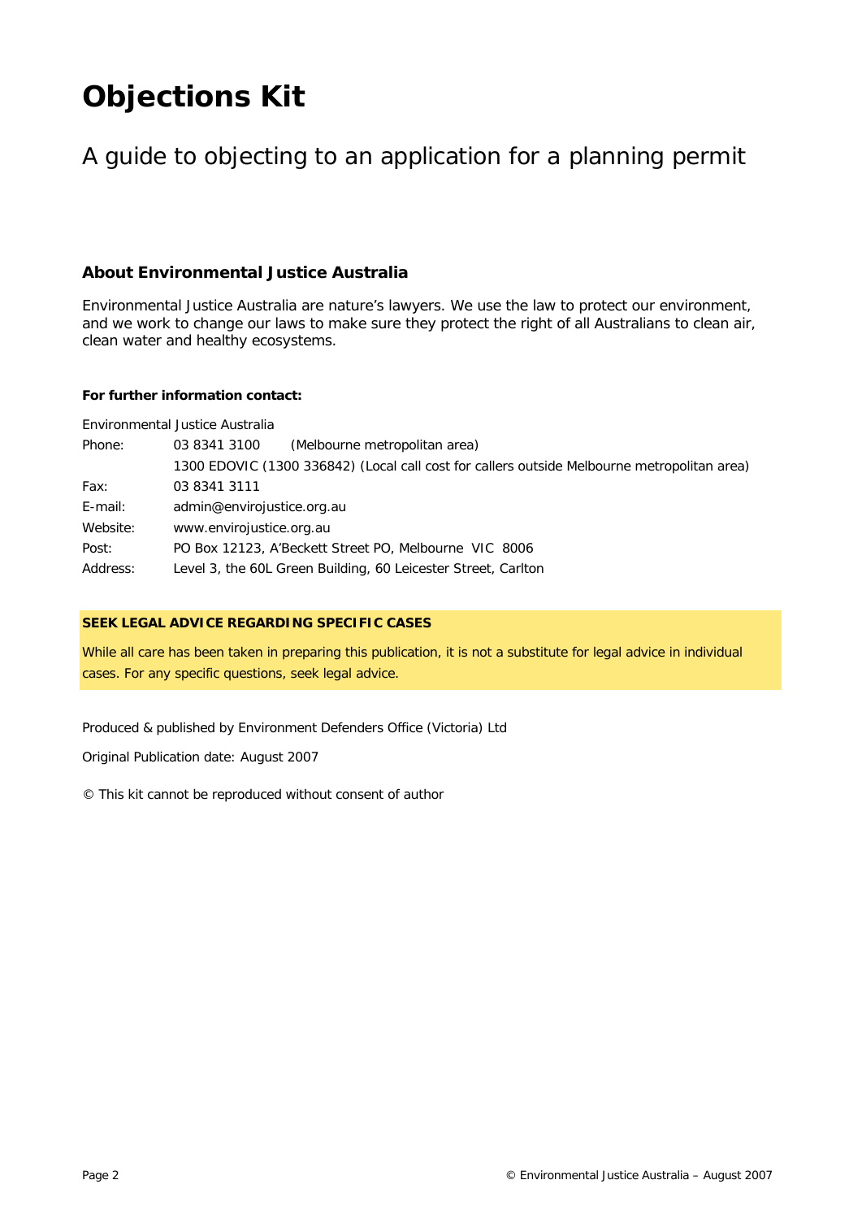# Objections Kit

## A guide to objecting to an application for a planning permit

### About Environmental Justice Australia

Environmental Justice Australia are nature's lawyers. We use the law to protect our environment, and we work to change our laws to make sure they protect the right of all Australians to clean air, clean water and healthy ecosystems.

**For further information contact:**

Environmental Justice Australia

| | |
|---|---|
| Phone: | 03 8341 3100 (Melbourne metropolitan area) |
| | 1300 EDOVIC (1300 336842) (Local call cost for callers outside Melbourne metropolitan area) |
| Fax: | 03 8341 3111 |
| E-mail: | admin@envirojustice.org.au |
| Website: | www.envirojustice.org.au |
| Post: | PO Box 12123, A'Beckett Street PO, Melbourne VIC 8006 |
| Address: | Level 3, the 60L Green Building, 60 Leicester Street, Carlton |

**SEEK LEGAL ADVICE REGARDING SPECIFIC CASES**

While all care has been taken in preparing this publication, it is not a substitute for legal advice in individual cases. For any specific questions, seek legal advice.

Produced & published by Environment Defenders Office (Victoria) Ltd

Original Publication date: August 2007

© This kit cannot be reproduced without consent of author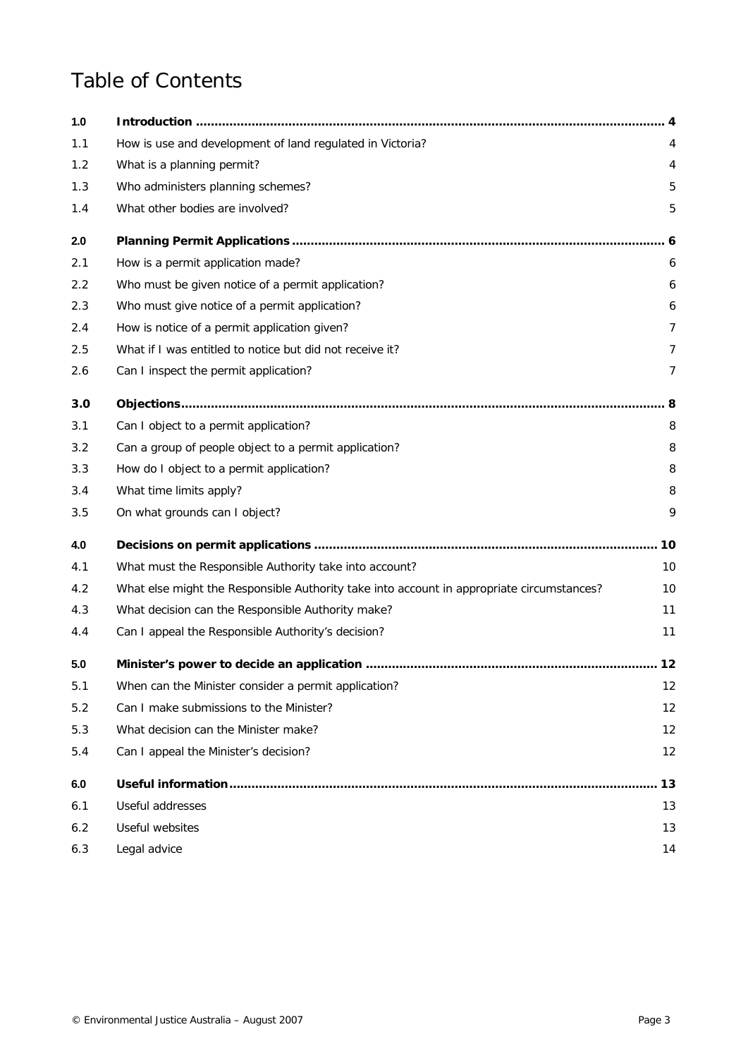# Table of Contents

| | | |
|---|---|---|
| **1.0** | **Introduction** | **4** |
| 1.1 | How is use and development of land regulated in Victoria? | 4 |
| 1.2 | What is a planning permit? | 4 |
| 1.3 | Who administers planning schemes? | 5 |
| 1.4 | What other bodies are involved? | 5 |
| **2.0** | **Planning Permit Applications** | **6** |
| 2.1 | How is a permit application made? | 6 |
| 2.2 | Who must be given notice of a permit application? | 6 |
| 2.3 | Who must give notice of a permit application? | 6 |
| 2.4 | How is notice of a permit application given? | 7 |
| 2.5 | What if I was entitled to notice but did not receive it? | 7 |
| 2.6 | Can I inspect the permit application? | 7 |
| **3.0** | **Objections** | **8** |
| 3.1 | Can I object to a permit application? | 8 |
| 3.2 | Can a group of people object to a permit application? | 8 |
| 3.3 | How do I object to a permit application? | 8 |
| 3.4 | What time limits apply? | 8 |
| 3.5 | On what grounds can I object? | 9 |
| **4.0** | **Decisions on permit applications** | **10** |
| 4.1 | What must the Responsible Authority take into account? | 10 |
| 4.2 | What else might the Responsible Authority take into account in appropriate circumstances? | 10 |
| 4.3 | What decision can the Responsible Authority make? | 11 |
| 4.4 | Can I appeal the Responsible Authority's decision? | 11 |
| **5.0** | **Minister's power to decide an application** | **12** |
| 5.1 | When can the Minister consider a permit application? | 12 |
| 5.2 | Can I make submissions to the Minister? | 12 |
| 5.3 | What decision can the Minister make? | 12 |
| 5.4 | Can I appeal the Minister's decision? | 12 |
| **6.0** | **Useful information** | **13** |
| 6.1 | Useful addresses | 13 |
| 6.2 | Useful websites | 13 |
| 6.3 | Legal advice | 14 |

© Environmental Justice Australia – August 2007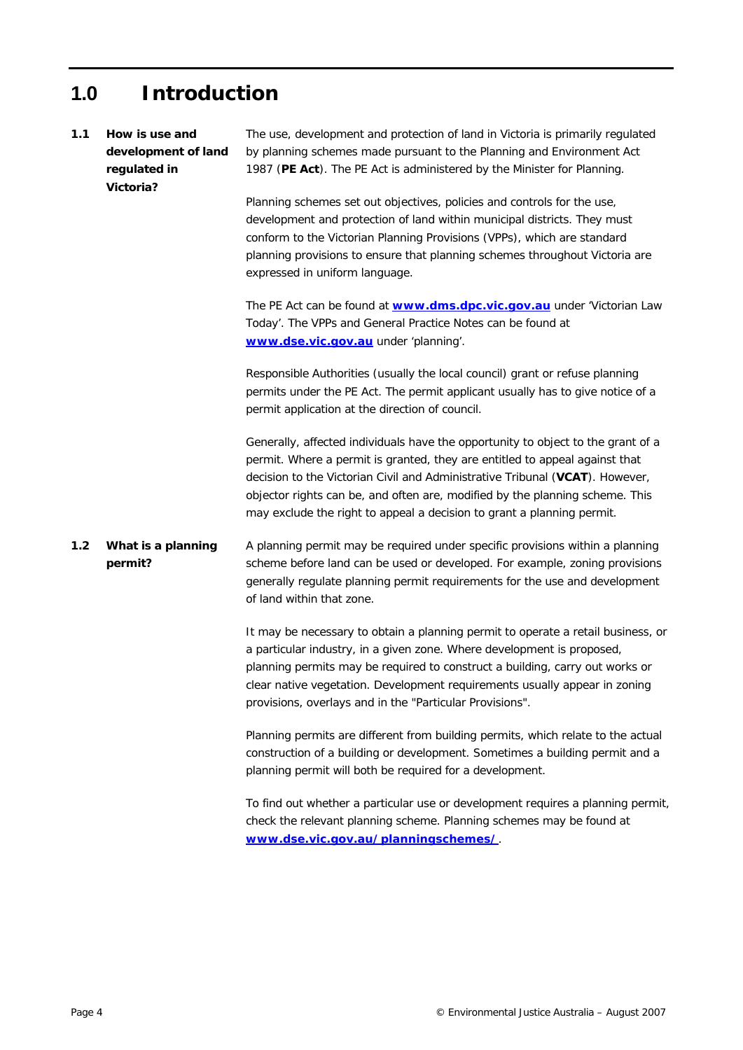# 1.0 Introduction

## 1.1 How is use and development of land regulated in Victoria?

The use, development and protection of land in Victoria is primarily regulated by planning schemes made pursuant to the Planning and Environment Act 1987 (**PE Act**). The PE Act is administered by the Minister for Planning.

Planning schemes set out objectives, policies and controls for the use, development and protection of land within municipal districts. They must conform to the Victorian Planning Provisions (VPPs), which are standard planning provisions to ensure that planning schemes throughout Victoria are expressed in uniform language.

The PE Act can be found at **www.dms.dpc.vic.gov.au** under 'Victorian Law Today'. The VPPs and General Practice Notes can be found at **www.dse.vic.gov.au** under 'planning'.

Responsible Authorities (usually the local council) grant or refuse planning permits under the PE Act. The permit applicant usually has to give notice of a permit application at the direction of council.

Generally, affected individuals have the opportunity to object to the grant of a permit. Where a permit is granted, they are entitled to appeal against that decision to the Victorian Civil and Administrative Tribunal (**VCAT**). However, objector rights can be, and often are, modified by the planning scheme. This may exclude the right to appeal a decision to grant a planning permit.

## 1.2 What is a planning permit?

A planning permit may be required under specific provisions within a planning scheme before land can be used or developed. For example, zoning provisions generally regulate planning permit requirements for the use and development of land within that zone.

It may be necessary to obtain a planning permit to operate a retail business, or a particular industry, in a given zone. Where development is proposed, planning permits may be required to construct a building, carry out works or clear native vegetation. Development requirements usually appear in zoning provisions, overlays and in the "Particular Provisions".

Planning permits are different from building permits, which relate to the actual construction of a building or development. Sometimes a building permit and a planning permit will both be required for a development.

To find out whether a particular use or development requires a planning permit, check the relevant planning scheme. Planning schemes may be found at **www.dse.vic.gov.au/planningschemes/**.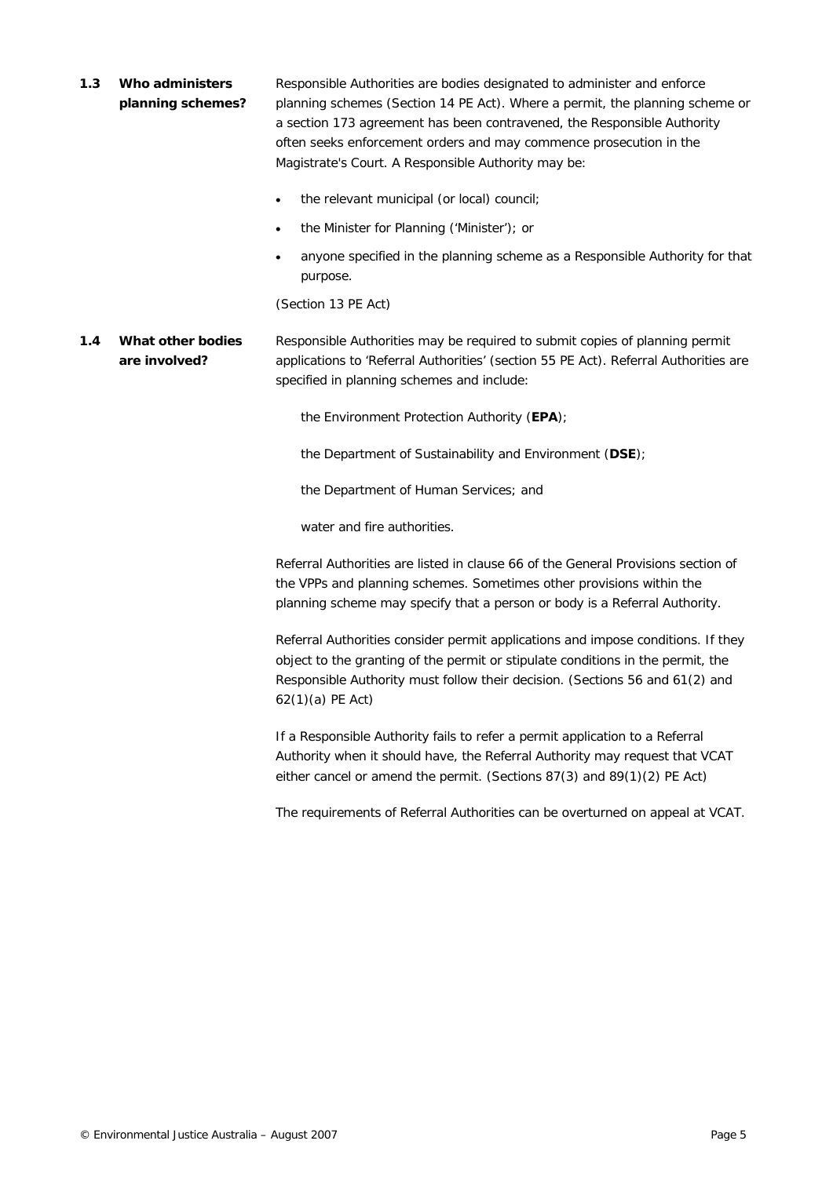### 1.3 Who administers planning schemes?

Responsible Authorities are bodies designated to administer and enforce planning schemes (Section 14 PE Act). Where a permit, the planning scheme or a section 173 agreement has been contravened, the Responsible Authority often seeks enforcement orders and may commence prosecution in the Magistrate's Court. A Responsible Authority may be:

- the relevant municipal (or local) council;
- the Minister for Planning ('Minister'); or
- anyone specified in the planning scheme as a Responsible Authority for that purpose.

(Section 13 PE Act)

### 1.4 What other bodies are involved?

Responsible Authorities may be required to submit copies of planning permit applications to 'Referral Authorities' (section 55 PE Act). Referral Authorities are specified in planning schemes and include:

the Environment Protection Authority (**EPA**);

the Department of Sustainability and Environment (**DSE**);

the Department of Human Services; and

water and fire authorities.

Referral Authorities are listed in clause 66 of the General Provisions section of the VPPs and planning schemes. Sometimes other provisions within the planning scheme may specify that a person or body is a Referral Authority.

Referral Authorities consider permit applications and impose conditions. If they object to the granting of the permit or stipulate conditions in the permit, the Responsible Authority must follow their decision. (Sections 56 and 61(2) and 62(1)(a) PE Act)

If a Responsible Authority fails to refer a permit application to a Referral Authority when it should have, the Referral Authority may request that VCAT either cancel or amend the permit. (Sections 87(3) and 89(1)(2) PE Act)

The requirements of Referral Authorities can be overturned on appeal at VCAT.

© Environmental Justice Australia – August 2007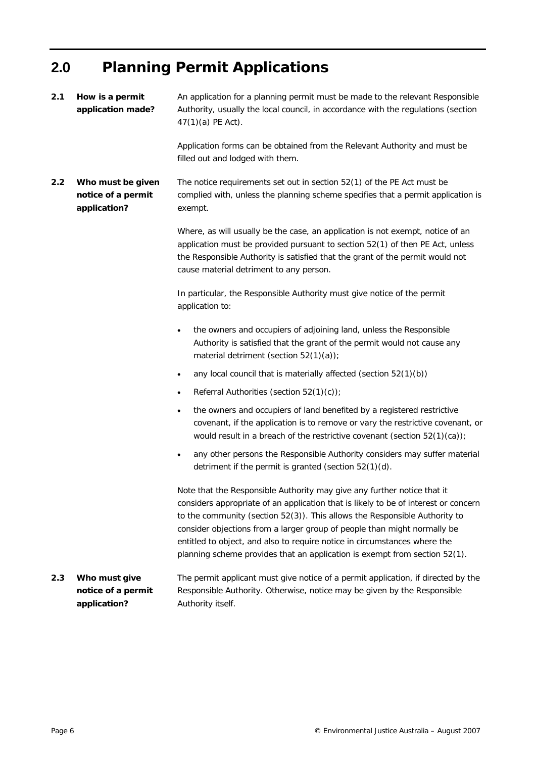# 2.0 Planning Permit Applications

### 2.1 How is a permit application made?

An application for a planning permit must be made to the relevant Responsible Authority, usually the local council, in accordance with the regulations (section 47(1)(a) PE Act).

Application forms can be obtained from the Relevant Authority and must be filled out and lodged with them.

### 2.2 Who must be given notice of a permit application?

The notice requirements set out in section 52(1) of the PE Act must be complied with, unless the planning scheme specifies that a permit application is exempt.

Where, as will usually be the case, an application is not exempt, notice of an application must be provided pursuant to section 52(1) of then PE Act, unless the Responsible Authority is satisfied that the grant of the permit would not cause material detriment to any person.

In particular, the Responsible Authority must give notice of the permit application to:

- the owners and occupiers of adjoining land, unless the Responsible Authority is satisfied that the grant of the permit would not cause any material detriment (section 52(1)(a));
- any local council that is materially affected (section 52(1)(b))
- Referral Authorities (section 52(1)(c));
- the owners and occupiers of land benefited by a registered restrictive covenant, if the application is to remove or vary the restrictive covenant, or would result in a breach of the restrictive covenant (section 52(1)(ca));
- any other persons the Responsible Authority considers may suffer material detriment if the permit is granted (section 52(1)(d).

Note that the Responsible Authority may give any further notice that it considers appropriate of an application that is likely to be of interest or concern to the community (section 52(3)). This allows the Responsible Authority to consider objections from a larger group of people than might normally be entitled to object, and also to require notice in circumstances where the planning scheme provides that an application is exempt from section 52(1).

### 2.3 Who must give notice of a permit application?

The permit applicant must give notice of a permit application, if directed by the Responsible Authority. Otherwise, notice may be given by the Responsible Authority itself.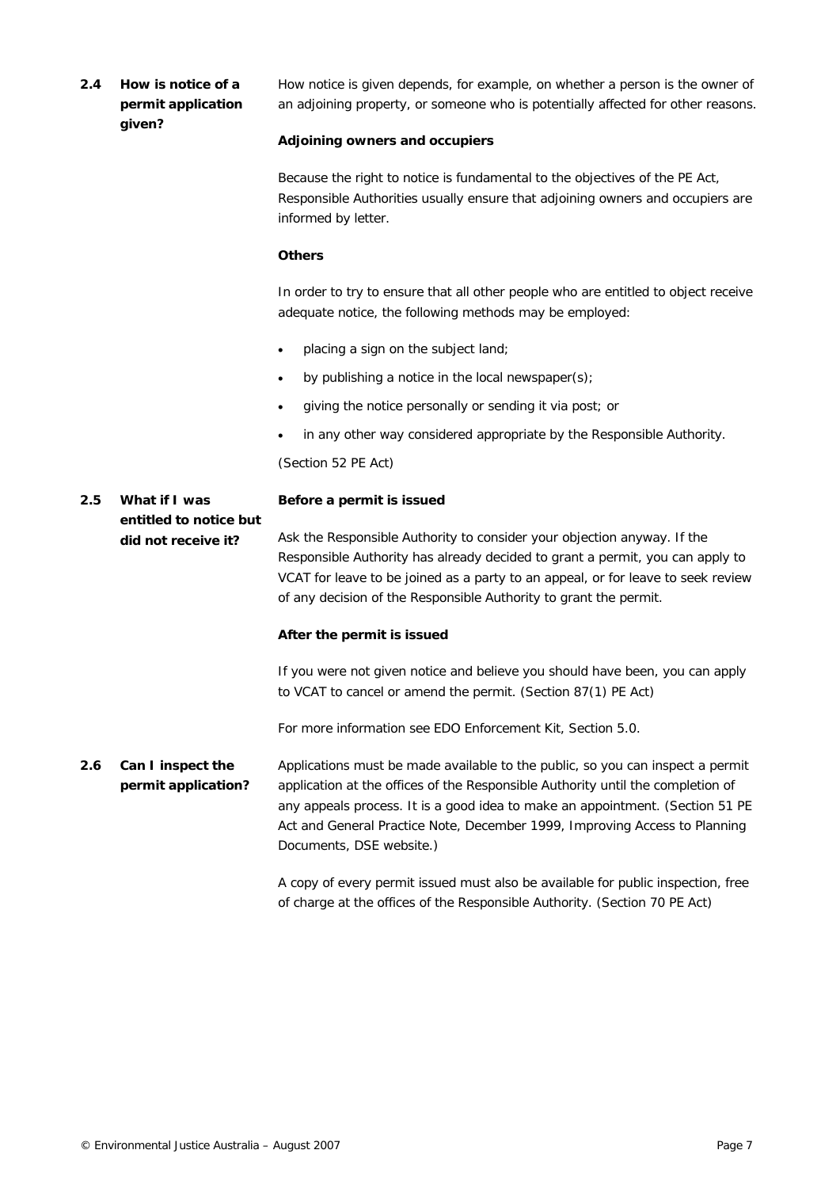### 2.4 How is notice of a permit application given?

How notice is given depends, for example, on whether a person is the owner of an adjoining property, or someone who is potentially affected for other reasons.

**Adjoining owners and occupiers**

Because the right to notice is fundamental to the objectives of the PE Act, Responsible Authorities usually ensure that adjoining owners and occupiers are informed by letter.

**Others**

In order to try to ensure that all other people who are entitled to object receive adequate notice, the following methods may be employed:

- placing a sign on the subject land;
- by publishing a notice in the local newspaper(s);
- giving the notice personally or sending it via post; or
- in any other way considered appropriate by the Responsible Authority.

(Section 52 PE Act)

### 2.5 What if I was entitled to notice but did not receive it?

**Before a permit is issued**

Ask the Responsible Authority to consider your objection anyway. If the Responsible Authority has already decided to grant a permit, you can apply to VCAT for leave to be joined as a party to an appeal, or for leave to seek review of any decision of the Responsible Authority to grant the permit.

**After the permit is issued**

If you were not given notice and believe you should have been, you can apply to VCAT to cancel or amend the permit. (Section 87(1) PE Act)

For more information see EDO Enforcement Kit, Section 5.0.

### 2.6 Can I inspect the permit application?

Applications must be made available to the public, so you can inspect a permit application at the offices of the Responsible Authority until the completion of any appeals process. It is a good idea to make an appointment. (Section 51 PE Act and General Practice Note, December 1999, Improving Access to Planning Documents, DSE website.)

A copy of every permit issued must also be available for public inspection, free of charge at the offices of the Responsible Authority. (Section 70 PE Act)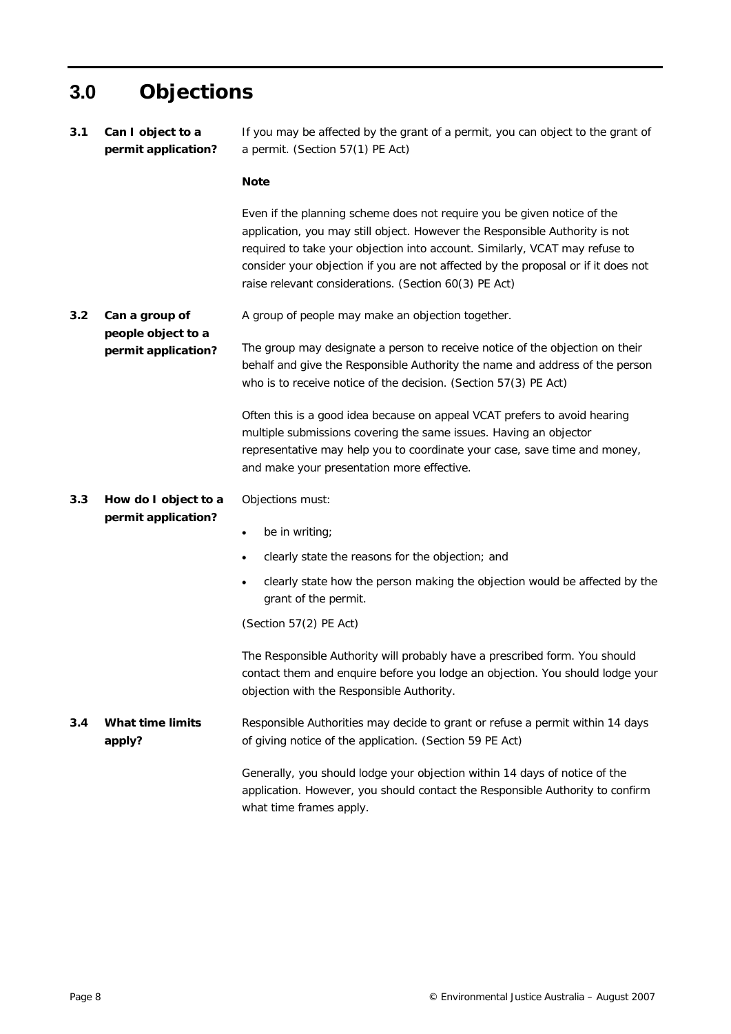# 3.0 Objections

### 3.1 Can I object to a permit application?

If you may be affected by the grant of a permit, you can object to the grant of a permit. (Section 57(1) PE Act)

**Note**

Even if the planning scheme does not require you be given notice of the application, you may still object. However the Responsible Authority is not required to take your objection into account. Similarly, VCAT may refuse to consider your objection if you are not affected by the proposal or if it does not raise relevant considerations. (Section 60(3) PE Act)

### 3.2 Can a group of people object to a permit application?

A group of people may make an objection together.

The group may designate a person to receive notice of the objection on their behalf and give the Responsible Authority the name and address of the person who is to receive notice of the decision. (Section 57(3) PE Act)

Often this is a good idea because on appeal VCAT prefers to avoid hearing multiple submissions covering the same issues. Having an objector representative may help you to coordinate your case, save time and money, and make your presentation more effective.

### 3.3 How do I object to a permit application?

Objections must:

- be in writing;
- clearly state the reasons for the objection; and
- clearly state how the person making the objection would be affected by the grant of the permit.

(Section 57(2) PE Act)

The Responsible Authority will probably have a prescribed form. You should contact them and enquire before you lodge an objection. You should lodge your objection with the Responsible Authority.

### 3.4 What time limits apply?

Responsible Authorities may decide to grant or refuse a permit within 14 days of giving notice of the application. (Section 59 PE Act)

Generally, you should lodge your objection within 14 days of notice of the application. However, you should contact the Responsible Authority to confirm what time frames apply.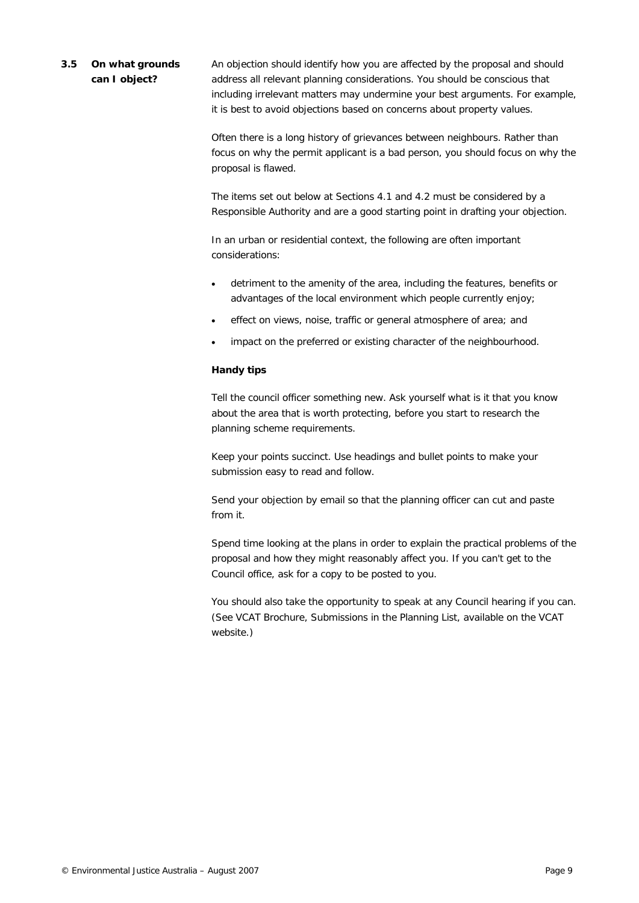## 3.5 On what grounds can I object?

An objection should identify how you are affected by the proposal and should address all relevant planning considerations. You should be conscious that including irrelevant matters may undermine your best arguments. For example, it is best to avoid objections based on concerns about property values.

Often there is a long history of grievances between neighbours. Rather than focus on why the permit applicant is a bad person, you should focus on why the proposal is flawed.

The items set out below at Sections 4.1 and 4.2 must be considered by a Responsible Authority and are a good starting point in drafting your objection.

In an urban or residential context, the following are often important considerations:

- detriment to the amenity of the area, including the features, benefits or advantages of the local environment which people currently enjoy;
- effect on views, noise, traffic or general atmosphere of area; and
- impact on the preferred or existing character of the neighbourhood.

**Handy tips**

Tell the council officer something new. Ask yourself what is it that you know about the area that is worth protecting, before you start to research the planning scheme requirements.

Keep your points succinct. Use headings and bullet points to make your submission easy to read and follow.

Send your objection by email so that the planning officer can cut and paste from it.

Spend time looking at the plans in order to explain the practical problems of the proposal and how they might reasonably affect you. If you can't get to the Council office, ask for a copy to be posted to you.

You should also take the opportunity to speak at any Council hearing if you can. (See VCAT Brochure, Submissions in the Planning List, available on the VCAT website.)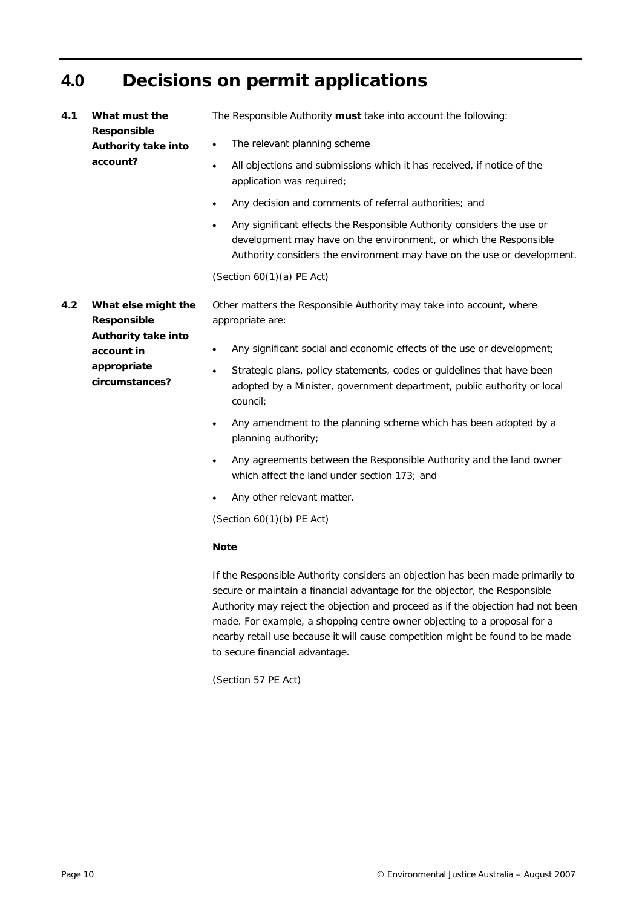# 4.0 Decisions on permit applications

**4.1 What must the Responsible Authority take into account?**

The Responsible Authority **must** take into account the following:

- The relevant planning scheme
- All objections and submissions which it has received, if notice of the application was required;
- Any decision and comments of referral authorities; and
- Any significant effects the Responsible Authority considers the use or development may have on the environment, or which the Responsible Authority considers the environment may have on the use or development.

(Section 60(1)(a) PE Act)

**4.2 What else might the Responsible Authority take into account in appropriate circumstances?**

Other matters the Responsible Authority may take into account, where appropriate are:

- Any significant social and economic effects of the use or development;
- Strategic plans, policy statements, codes or guidelines that have been adopted by a Minister, government department, public authority or local council;
- Any amendment to the planning scheme which has been adopted by a planning authority;
- Any agreements between the Responsible Authority and the land owner which affect the land under section 173; and
- Any other relevant matter.

(Section 60(1)(b) PE Act)

**Note**

If the Responsible Authority considers an objection has been made primarily to secure or maintain a financial advantage for the objector, the Responsible Authority may reject the objection and proceed as if the objection had not been made. For example, a shopping centre owner objecting to a proposal for a nearby retail use because it will cause competition might be found to be made to secure financial advantage.

(Section 57 PE Act)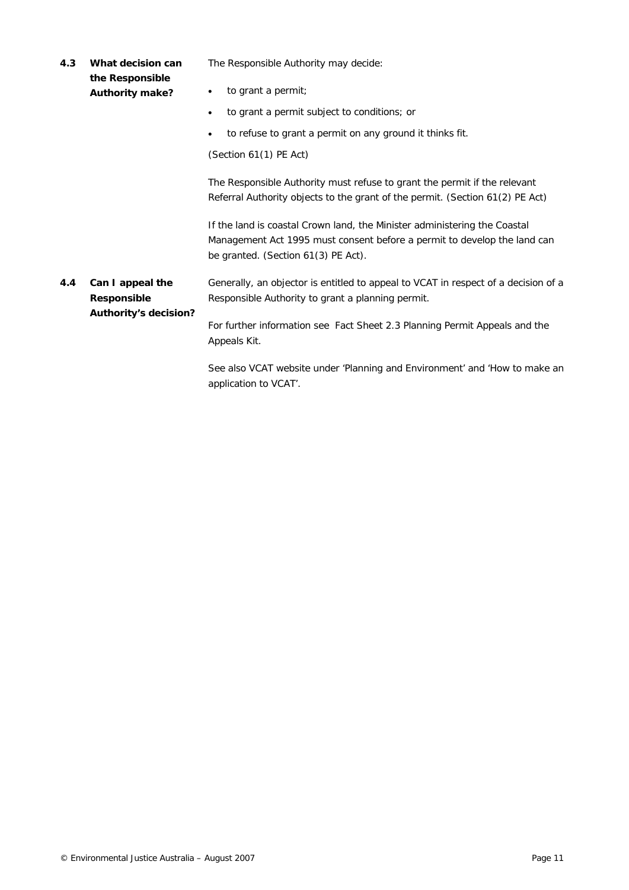### 4.3 What decision can the Responsible Authority make?

The Responsible Authority may decide:

- to grant a permit;
- to grant a permit subject to conditions; or
- to refuse to grant a permit on any ground it thinks fit.

(Section 61(1) PE Act)

The Responsible Authority must refuse to grant the permit if the relevant Referral Authority objects to the grant of the permit. (Section 61(2) PE Act)

If the land is coastal Crown land, the Minister administering the Coastal Management Act 1995 must consent before a permit to develop the land can be granted. (Section 61(3) PE Act).

### 4.4 Can I appeal the Responsible Authority's decision?

Generally, an objector is entitled to appeal to VCAT in respect of a decision of a Responsible Authority to grant a planning permit.

For further information see Fact Sheet 2.3 Planning Permit Appeals and the Appeals Kit.

See also VCAT website under 'Planning and Environment' and 'How to make an application to VCAT'.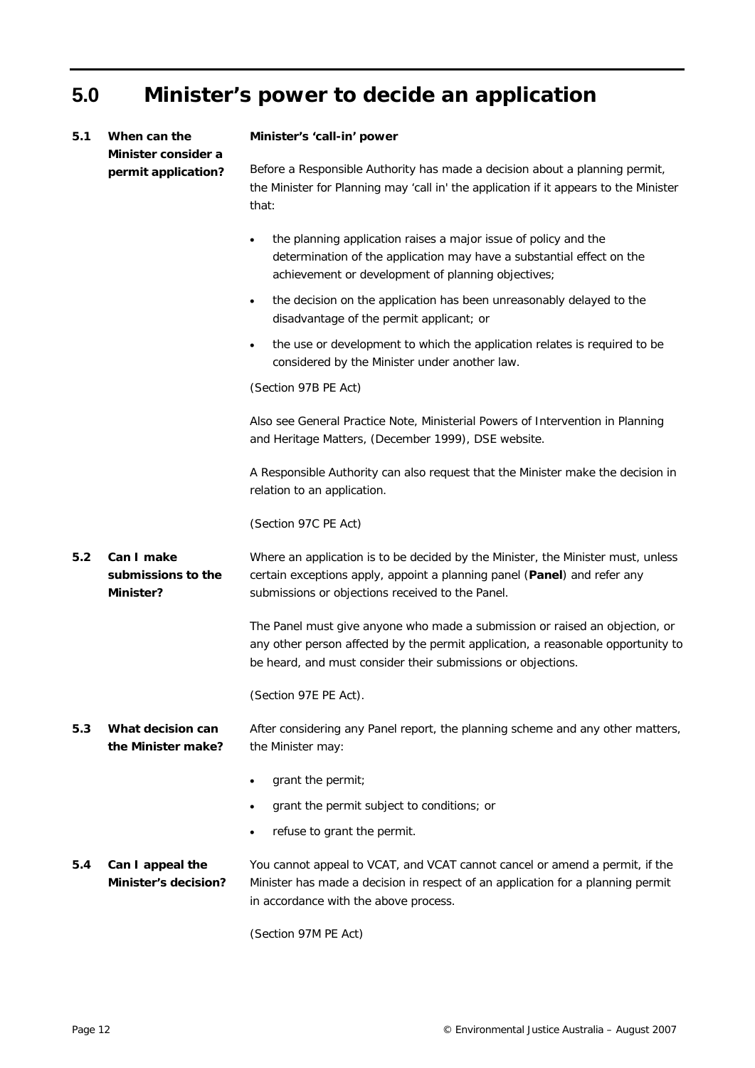# 5.0 Minister's power to decide an application

## 5.1 When can the Minister consider a permit application?

**Minister's 'call-in' power**

Before a Responsible Authority has made a decision about a planning permit, the Minister for Planning may 'call in' the application if it appears to the Minister that:

- the planning application raises a major issue of policy and the determination of the application may have a substantial effect on the achievement or development of planning objectives;
- the decision on the application has been unreasonably delayed to the disadvantage of the permit applicant; or
- the use or development to which the application relates is required to be considered by the Minister under another law.

*(Section 97B PE Act)*

Also see General Practice Note, Ministerial Powers of Intervention in Planning and Heritage Matters, (December 1999), DSE website.

A Responsible Authority can also request that the Minister make the decision in relation to an application.

*(Section 97C PE Act)*

## 5.2 Can I make submissions to the Minister?

Where an application is to be decided by the Minister, the Minister must, unless certain exceptions apply, appoint a planning panel (**Panel**) and refer any submissions or objections received to the Panel.

The Panel must give anyone who made a submission or raised an objection, or any other person affected by the permit application, a reasonable opportunity to be heard, and must consider their submissions or objections.

*(Section 97E PE Act).*

## 5.3 What decision can the Minister make?

After considering any Panel report, the planning scheme and any other matters, the Minister may:

- grant the permit;
- grant the permit subject to conditions; or
- refuse to grant the permit.

## 5.4 Can I appeal the Minister's decision?

You cannot appeal to VCAT, and VCAT cannot cancel or amend a permit, if the Minister has made a decision in respect of an application for a planning permit in accordance with the above process.

*(Section 97M PE Act)*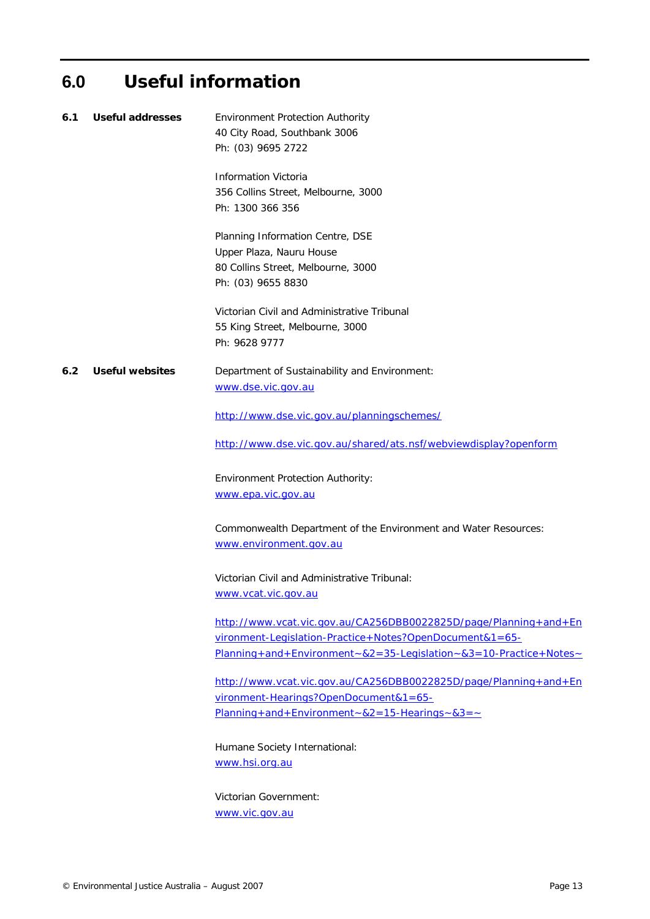# 6.0 Useful information

## 6.1 Useful addresses

Environment Protection Authority
40 City Road, Southbank 3006
Ph: (03) 9695 2722

Information Victoria
356 Collins Street, Melbourne, 3000
Ph: 1300 366 356

Planning Information Centre, DSE
Upper Plaza, Nauru House
80 Collins Street, Melbourne, 3000
Ph: (03) 9655 8830

Victorian Civil and Administrative Tribunal
55 King Street, Melbourne, 3000
Ph: 9628 9777

## 6.2 Useful websites

Department of Sustainability and Environment:
www.dse.vic.gov.au

http://www.dse.vic.gov.au/planningschemes/

http://www.dse.vic.gov.au/shared/ats.nsf/webviewdisplay?openform

Environment Protection Authority:
www.epa.vic.gov.au

Commonwealth Department of the Environment and Water Resources:
www.environment.gov.au

Victorian Civil and Administrative Tribunal:
www.vcat.vic.gov.au

http://www.vcat.vic.gov.au/CA256DBB0022825D/page/Planning+and+Environment-Legislation-Practice+Notes?OpenDocument&1=65-Planning+and+Environment~&2=35-Legislation~&3=10-Practice+Notes~

http://www.vcat.vic.gov.au/CA256DBB0022825D/page/Planning+and+Environment-Hearings?OpenDocument&1=65-Planning+and+Environment~&2=15-Hearings~&3=~

Humane Society International:
www.hsi.org.au

Victorian Government:
www.vic.gov.au

© Environmental Justice Australia – August 2007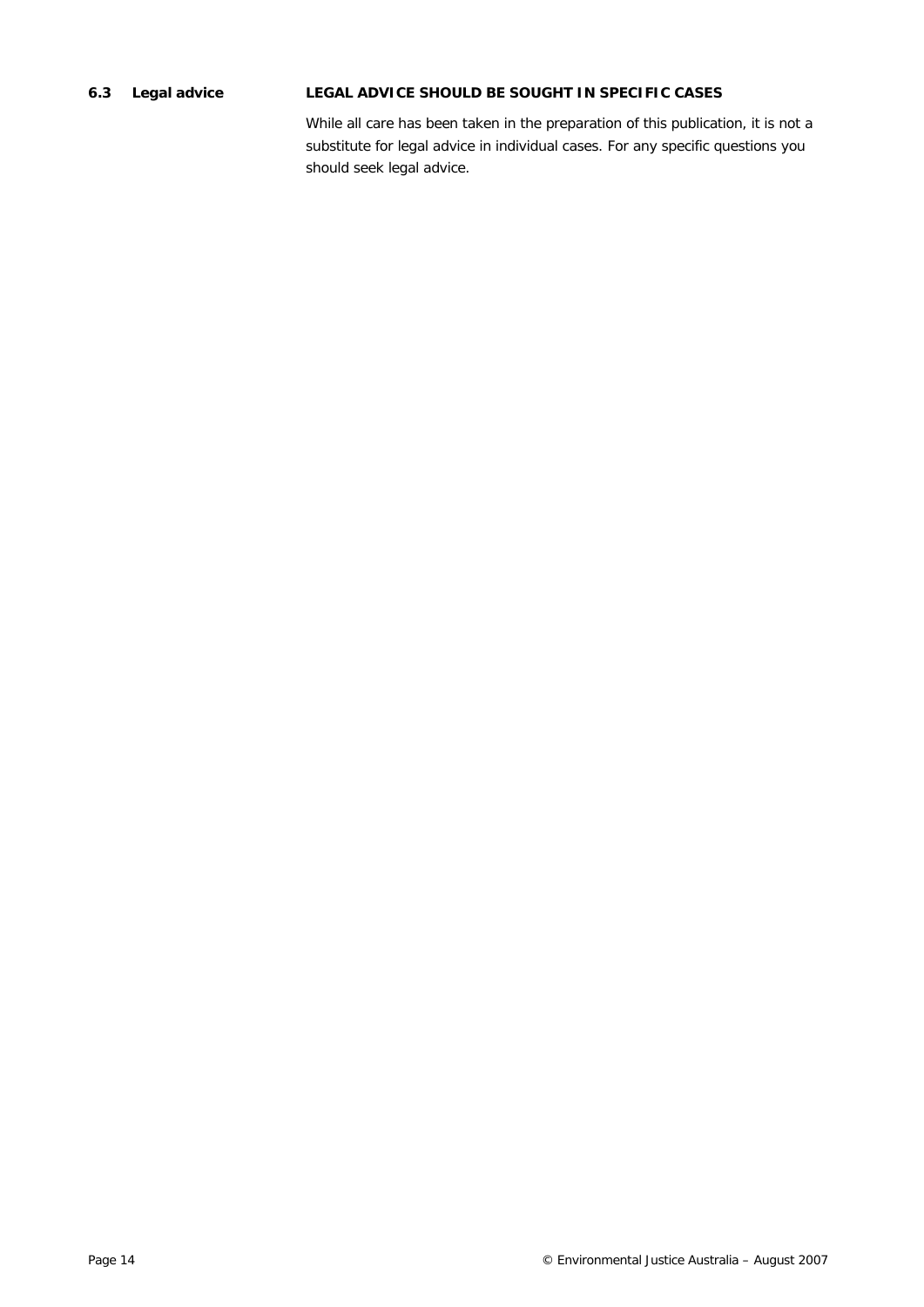### 6.3 Legal advice

**LEGAL ADVICE SHOULD BE SOUGHT IN SPECIFIC CASES**

While all care has been taken in the preparation of this publication, it is not a substitute for legal advice in individual cases. For any specific questions you should seek legal advice.